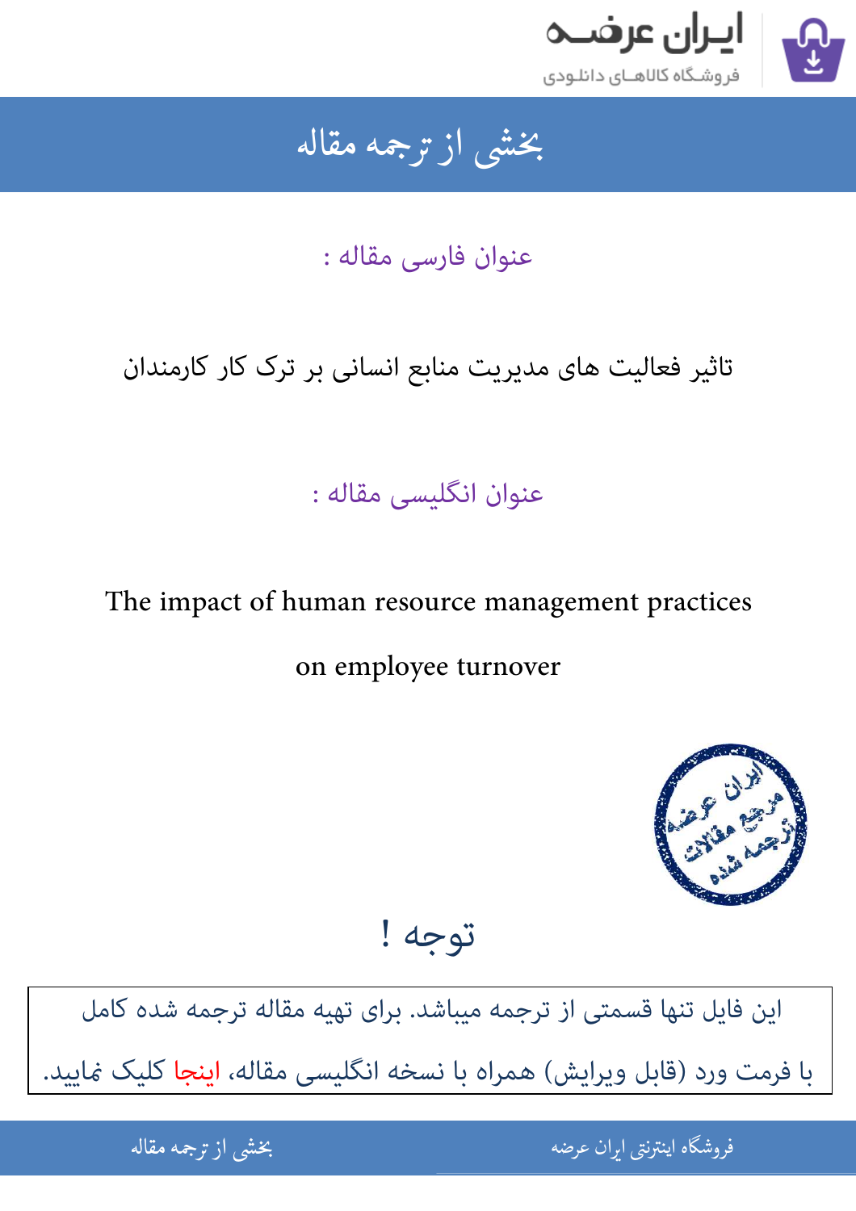# بخشی از ترجمه مقاله

عنوان فارسی مقاله :

تاثیر فعالیت های مدیریت منابع انسانی بر ترک کار کارمندان

عنوان انگلیسی مقاله :

The impact of human resource management practices on employee turnover

## توجه !

این فایل تنها قسمتی از ترجمه میباشد. برای تهیه مقاله ترجمه شده کامل با فرمت ورد (قابل ویرایش) همراه با نسخه انگلیسی مقاله، اینجا کلیک نمایید.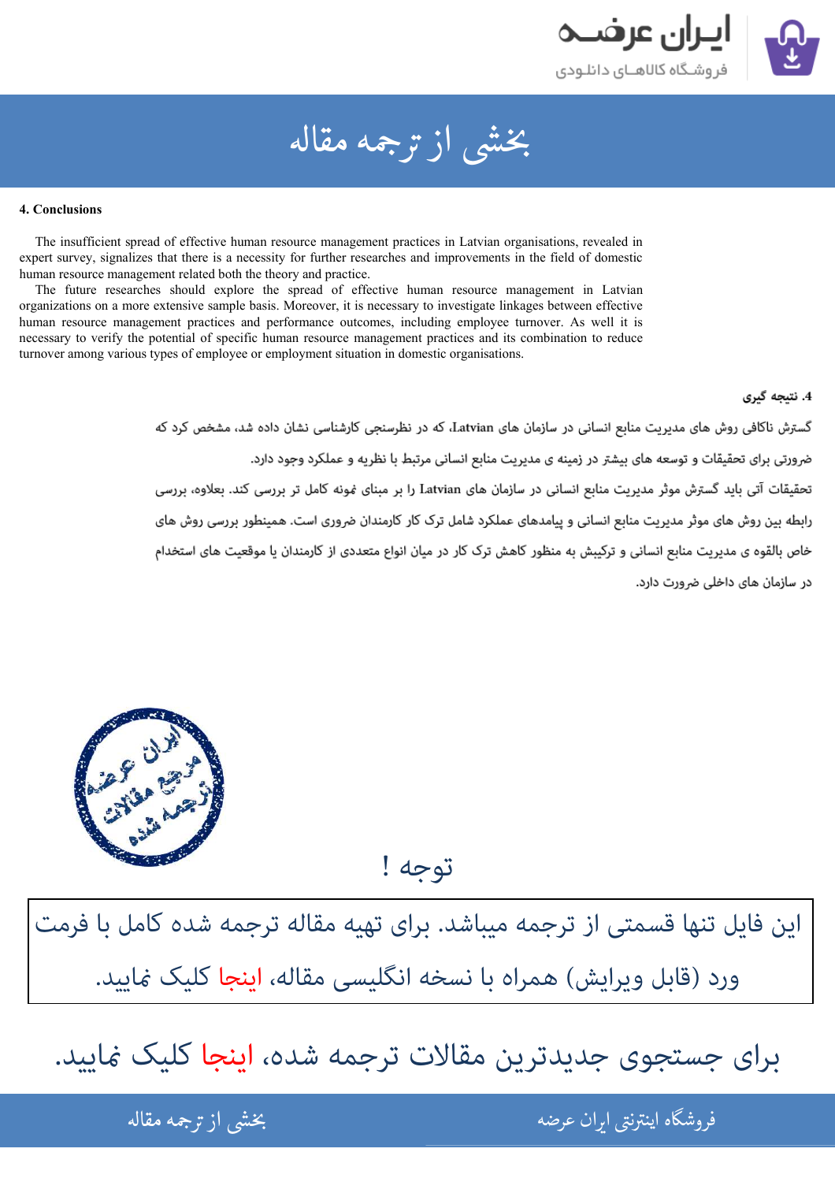# بخشی از ترجمه مقاله

**4. Conclusions**

The insufficient spread of effective human resource management practices in Latvian organisations, revealed in expert survey, signalizes that there is a necessity for further researches and improvements in the field of domestic human resource management related both the theory and practice.

The future researches should explore the spread of effective human resource management in Latvian organizations on a more extensive sample basis. Moreover, it is necessary to investigate linkages between effective human resource management practices and performance outcomes, including employee turnover. As well it is necessary to verify the potential of specific human resource management practices and its combination to reduce turnover among various types of employee or employment situation in domestic organisations.

**4. نتیجه گیری**

گسترش ناکافی روش های مدیریت منابع انسانی در سازمان های Latvian، که در نظرسنجی کارشناسی نشان داده شد، مشخص کرد که ضرورتی برای تحقیقات و توسعه های بیشتر در زمینه ی مدیریت منابع انسانی مرتبط با نظریه و عملکرد وجود دارد.

تحقیقات آتی باید گسترش موثر مدیریت منابع انسانی در سازمان های Latvian را بر مبنای نمونه کامل تر بررسی کند. بعلاوه، بررسی رابطه بین روش های موثر مدیریت منابع انسانی و پیامدهای عملکرد شامل ترک کار کارمندان ضروری است. همینطور بررسی روش های خاص بالقوه ی مدیریت منابع انسانی و ترکیبش به منظور کاهش ترک کار در میان انواع متعددی از کارمندان یا موقعیت های استخدام در سازمان های داخلی ضرورت دارد.

توجه !

این فایل تنها قسمتی از ترجمه میباشد. برای تهیه مقاله ترجمه شده کامل با فرمت ورد (قابل ویرایش) همراه با نسخه انگلیسی مقاله، اینجا کلیک نمایید.

برای جستجوی جدیدترین مقالات ترجمه شده، اینجا کلیک نمایید.